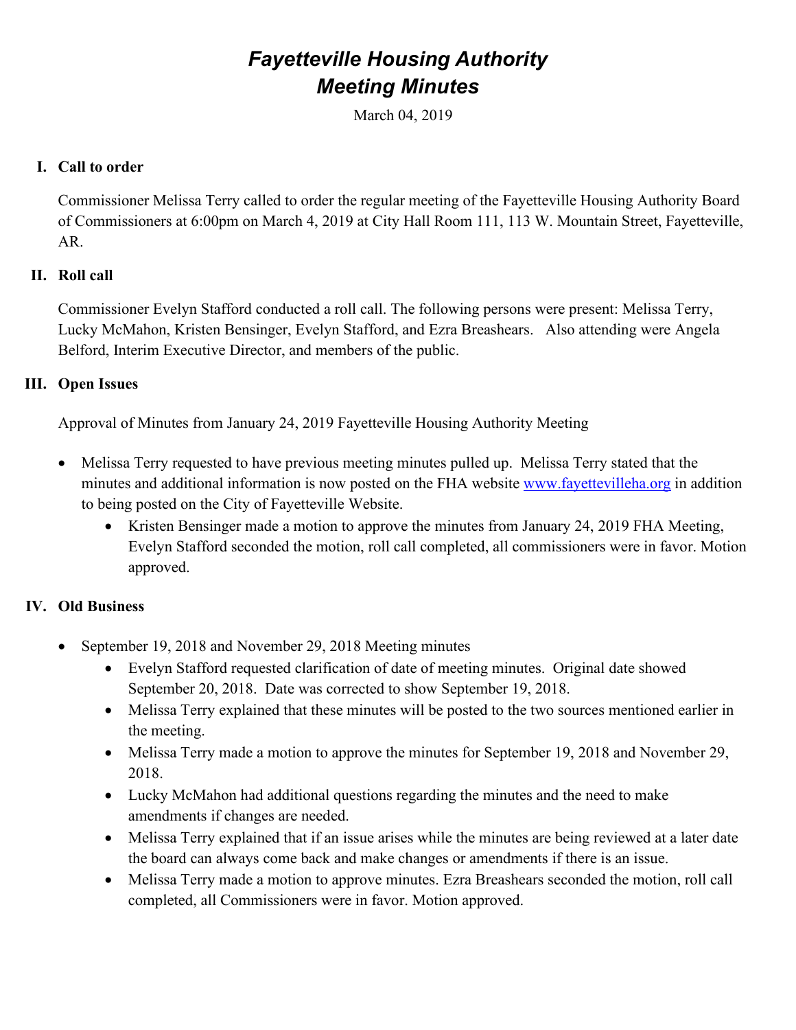# *Fayetteville Housing Authority*
# *Meeting Minutes*

March 04, 2019

## I. Call to order

Commissioner Melissa Terry called to order the regular meeting of the Fayetteville Housing Authority Board of Commissioners at 6:00pm on March 4, 2019 at City Hall Room 111, 113 W. Mountain Street, Fayetteville, AR.

## II. Roll call

Commissioner Evelyn Stafford conducted a roll call. The following persons were present: Melissa Terry, Lucky McMahon, Kristen Bensinger, Evelyn Stafford, and Ezra Breashears. Also attending were Angela Belford, Interim Executive Director, and members of the public.

## III. Open Issues

Approval of Minutes from January 24, 2019 Fayetteville Housing Authority Meeting

- Melissa Terry requested to have previous meeting minutes pulled up. Melissa Terry stated that the minutes and additional information is now posted on the FHA website www.fayettevilleha.org in addition to being posted on the City of Fayetteville Website.
  - Kristen Bensinger made a motion to approve the minutes from January 24, 2019 FHA Meeting, Evelyn Stafford seconded the motion, roll call completed, all commissioners were in favor. Motion approved.

## IV. Old Business

- September 19, 2018 and November 29, 2018 Meeting minutes
  - Evelyn Stafford requested clarification of date of meeting minutes. Original date showed September 20, 2018. Date was corrected to show September 19, 2018.
  - Melissa Terry explained that these minutes will be posted to the two sources mentioned earlier in the meeting.
  - Melissa Terry made a motion to approve the minutes for September 19, 2018 and November 29, 2018.
  - Lucky McMahon had additional questions regarding the minutes and the need to make amendments if changes are needed.
  - Melissa Terry explained that if an issue arises while the minutes are being reviewed at a later date the board can always come back and make changes or amendments if there is an issue.
  - Melissa Terry made a motion to approve minutes. Ezra Breashears seconded the motion, roll call completed, all Commissioners were in favor. Motion approved.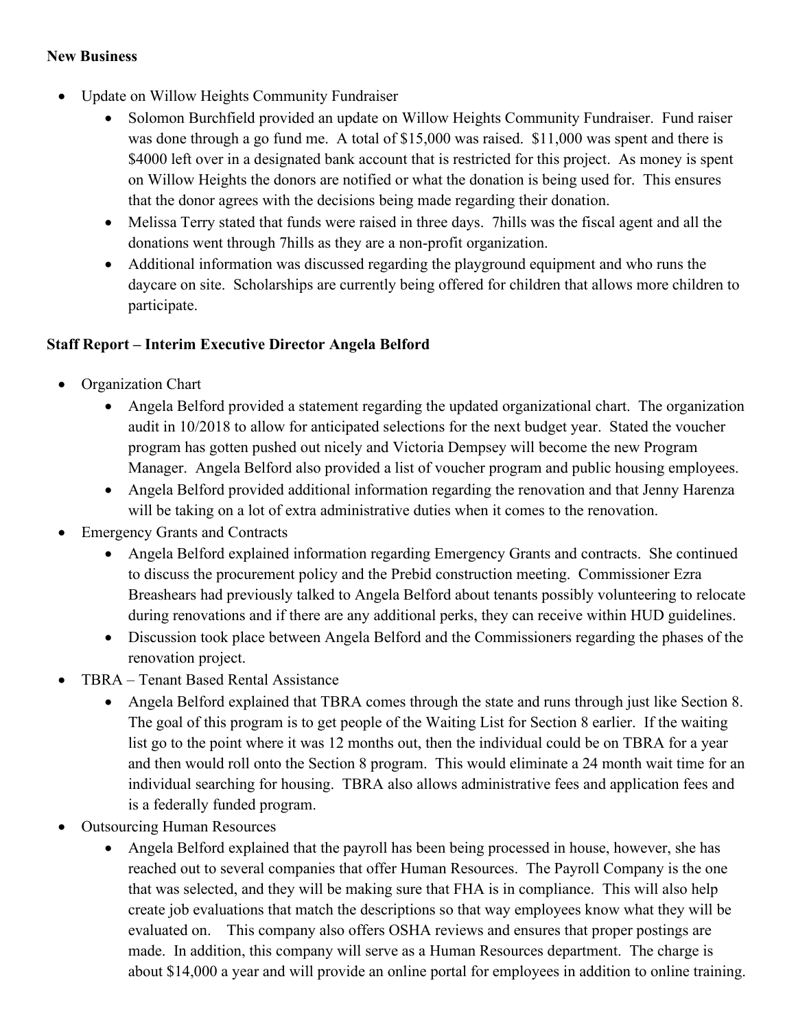**New Business**

- Update on Willow Heights Community Fundraiser
  - Solomon Burchfield provided an update on Willow Heights Community Fundraiser. Fund raiser was done through a go fund me. A total of $15,000 was raised. $11,000 was spent and there is $4000 left over in a designated bank account that is restricted for this project. As money is spent on Willow Heights the donors are notified or what the donation is being used for. This ensures that the donor agrees with the decisions being made regarding their donation.
  - Melissa Terry stated that funds were raised in three days. 7hills was the fiscal agent and all the donations went through 7hills as they are a non-profit organization.
  - Additional information was discussed regarding the playground equipment and who runs the daycare on site. Scholarships are currently being offered for children that allows more children to participate.

**Staff Report – Interim Executive Director Angela Belford**

- Organization Chart
  - Angela Belford provided a statement regarding the updated organizational chart. The organization audit in 10/2018 to allow for anticipated selections for the next budget year. Stated the voucher program has gotten pushed out nicely and Victoria Dempsey will become the new Program Manager. Angela Belford also provided a list of voucher program and public housing employees.
  - Angela Belford provided additional information regarding the renovation and that Jenny Harenza will be taking on a lot of extra administrative duties when it comes to the renovation.
- Emergency Grants and Contracts
  - Angela Belford explained information regarding Emergency Grants and contracts. She continued to discuss the procurement policy and the Prebid construction meeting. Commissioner Ezra Breashears had previously talked to Angela Belford about tenants possibly volunteering to relocate during renovations and if there are any additional perks, they can receive within HUD guidelines.
  - Discussion took place between Angela Belford and the Commissioners regarding the phases of the renovation project.
- TBRA – Tenant Based Rental Assistance
  - Angela Belford explained that TBRA comes through the state and runs through just like Section 8. The goal of this program is to get people of the Waiting List for Section 8 earlier. If the waiting list go to the point where it was 12 months out, then the individual could be on TBRA for a year and then would roll onto the Section 8 program. This would eliminate a 24 month wait time for an individual searching for housing. TBRA also allows administrative fees and application fees and is a federally funded program.
- Outsourcing Human Resources
  - Angela Belford explained that the payroll has been being processed in house, however, she has reached out to several companies that offer Human Resources. The Payroll Company is the one that was selected, and they will be making sure that FHA is in compliance. This will also help create job evaluations that match the descriptions so that way employees know what they will be evaluated on. This company also offers OSHA reviews and ensures that proper postings are made. In addition, this company will serve as a Human Resources department. The charge is about $14,000 a year and will provide an online portal for employees in addition to online training.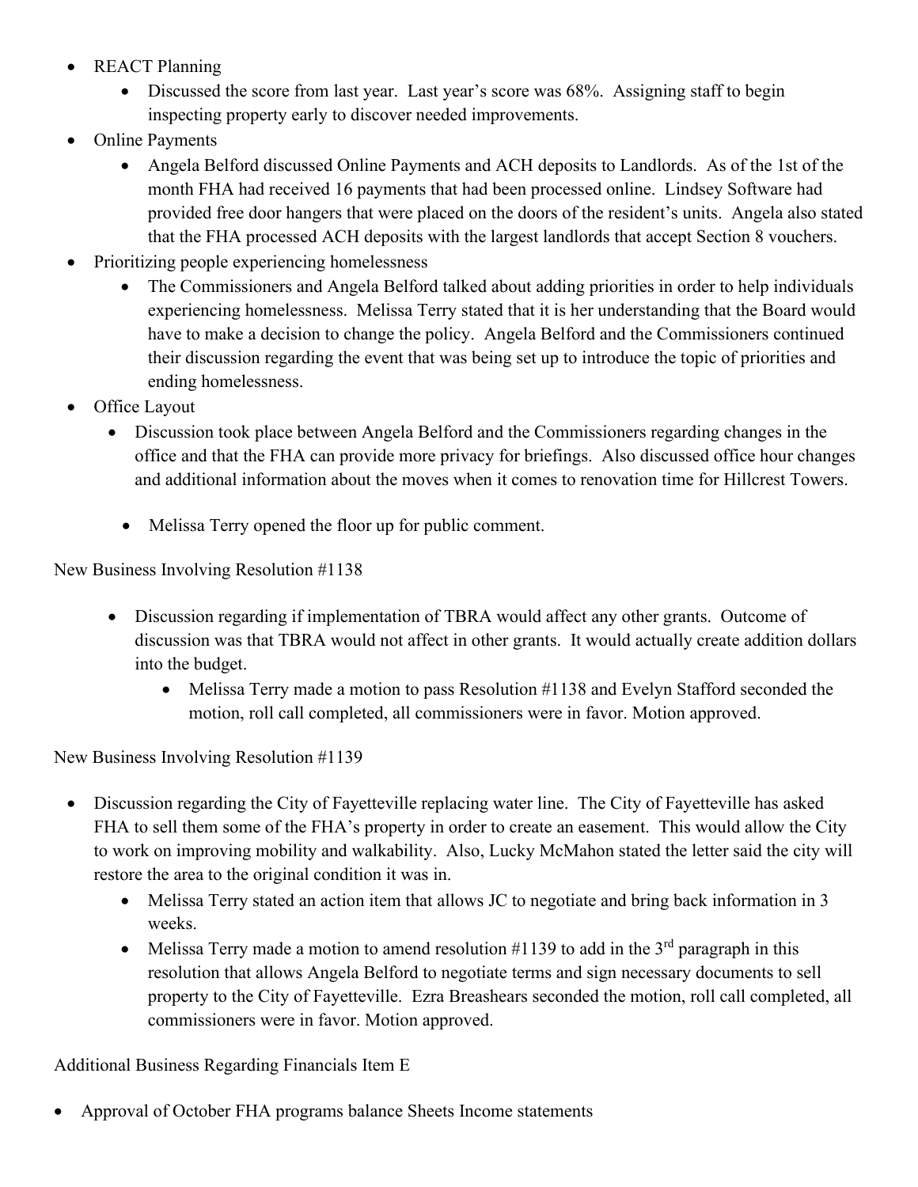- REACT Planning
  - Discussed the score from last year. Last year's score was 68%. Assigning staff to begin inspecting property early to discover needed improvements.
- Online Payments
  - Angela Belford discussed Online Payments and ACH deposits to Landlords. As of the 1st of the month FHA had received 16 payments that had been processed online. Lindsey Software had provided free door hangers that were placed on the doors of the resident's units. Angela also stated that the FHA processed ACH deposits with the largest landlords that accept Section 8 vouchers.
- Prioritizing people experiencing homelessness
  - The Commissioners and Angela Belford talked about adding priorities in order to help individuals experiencing homelessness. Melissa Terry stated that it is her understanding that the Board would have to make a decision to change the policy. Angela Belford and the Commissioners continued their discussion regarding the event that was being set up to introduce the topic of priorities and ending homelessness.
- Office Layout
  - Discussion took place between Angela Belford and the Commissioners regarding changes in the office and that the FHA can provide more privacy for briefings. Also discussed office hour changes and additional information about the moves when it comes to renovation time for Hillcrest Towers.

  - Melissa Terry opened the floor up for public comment.

New Business Involving Resolution #1138

- Discussion regarding if implementation of TBRA would affect any other grants. Outcome of discussion was that TBRA would not affect in other grants. It would actually create addition dollars into the budget.
  - Melissa Terry made a motion to pass Resolution #1138 and Evelyn Stafford seconded the motion, roll call completed, all commissioners were in favor. Motion approved.

New Business Involving Resolution #1139

- Discussion regarding the City of Fayetteville replacing water line. The City of Fayetteville has asked FHA to sell them some of the FHA's property in order to create an easement. This would allow the City to work on improving mobility and walkability. Also, Lucky McMahon stated the letter said the city will restore the area to the original condition it was in.
  - Melissa Terry stated an action item that allows JC to negotiate and bring back information in 3 weeks.
  - Melissa Terry made a motion to amend resolution #1139 to add in the 3rd paragraph in this resolution that allows Angela Belford to negotiate terms and sign necessary documents to sell property to the City of Fayetteville. Ezra Breashears seconded the motion, roll call completed, all commissioners were in favor. Motion approved.

Additional Business Regarding Financials Item E

- Approval of October FHA programs balance Sheets Income statements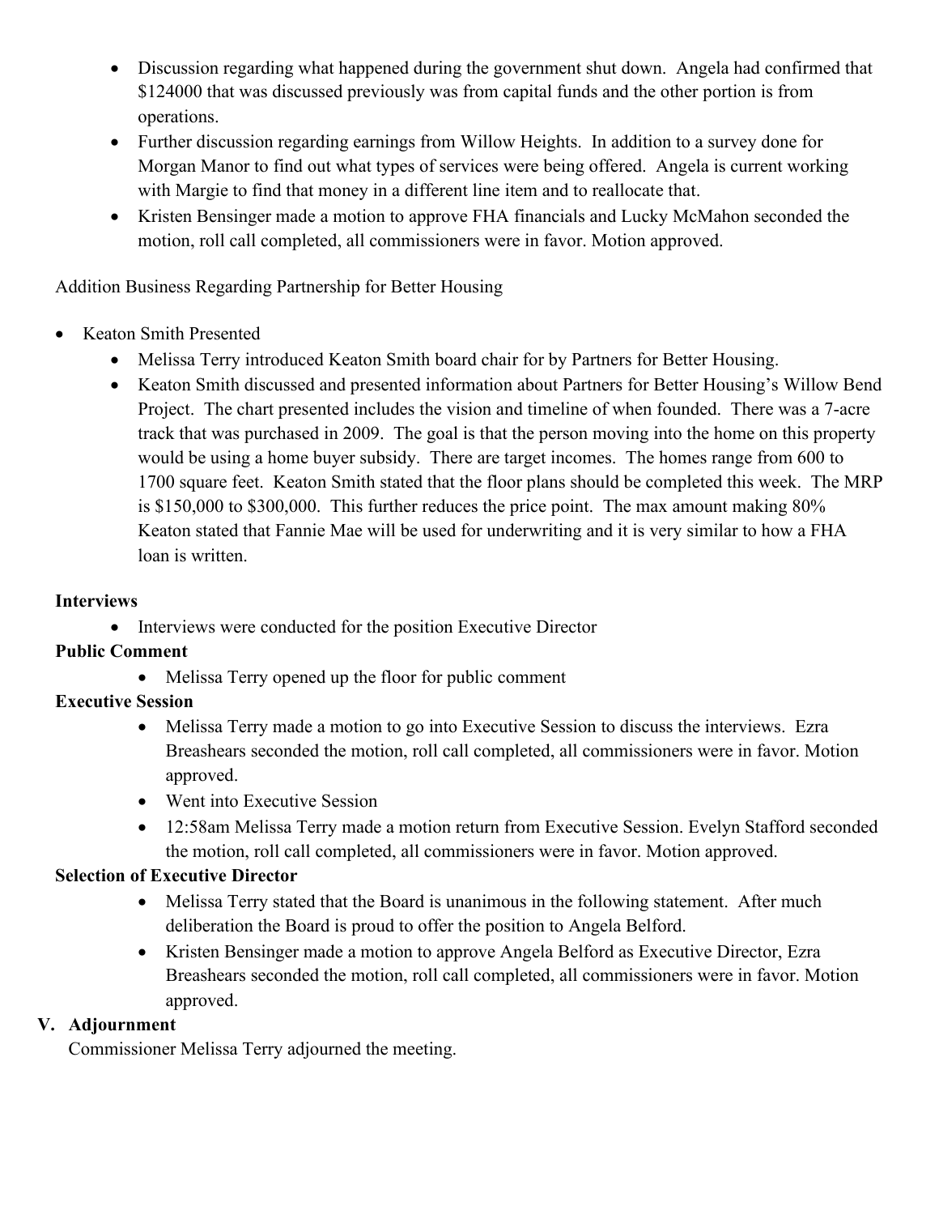- Discussion regarding what happened during the government shut down. Angela had confirmed that $124000 that was discussed previously was from capital funds and the other portion is from operations.
- Further discussion regarding earnings from Willow Heights. In addition to a survey done for Morgan Manor to find out what types of services were being offered. Angela is current working with Margie to find that money in a different line item and to reallocate that.
- Kristen Bensinger made a motion to approve FHA financials and Lucky McMahon seconded the motion, roll call completed, all commissioners were in favor. Motion approved.

Addition Business Regarding Partnership for Better Housing

- Keaton Smith Presented
    - Melissa Terry introduced Keaton Smith board chair for by Partners for Better Housing.
    - Keaton Smith discussed and presented information about Partners for Better Housing's Willow Bend Project. The chart presented includes the vision and timeline of when founded. There was a 7-acre track that was purchased in 2009. The goal is that the person moving into the home on this property would be using a home buyer subsidy. There are target incomes. The homes range from 600 to 1700 square feet. Keaton Smith stated that the floor plans should be completed this week. The MRP is $150,000 to $300,000. This further reduces the price point. The max amount making 80% Keaton stated that Fannie Mae will be used for underwriting and it is very similar to how a FHA loan is written.

**Interviews**

- Interviews were conducted for the position Executive Director

**Public Comment**

- Melissa Terry opened up the floor for public comment

**Executive Session**

- Melissa Terry made a motion to go into Executive Session to discuss the interviews. Ezra Breashears seconded the motion, roll call completed, all commissioners were in favor. Motion approved.
- Went into Executive Session
- 12:58am Melissa Terry made a motion return from Executive Session. Evelyn Stafford seconded the motion, roll call completed, all commissioners were in favor. Motion approved.

**Selection of Executive Director**

- Melissa Terry stated that the Board is unanimous in the following statement. After much deliberation the Board is proud to offer the position to Angela Belford.
- Kristen Bensinger made a motion to approve Angela Belford as Executive Director, Ezra Breashears seconded the motion, roll call completed, all commissioners were in favor. Motion approved.

**V. Adjournment**

Commissioner Melissa Terry adjourned the meeting.